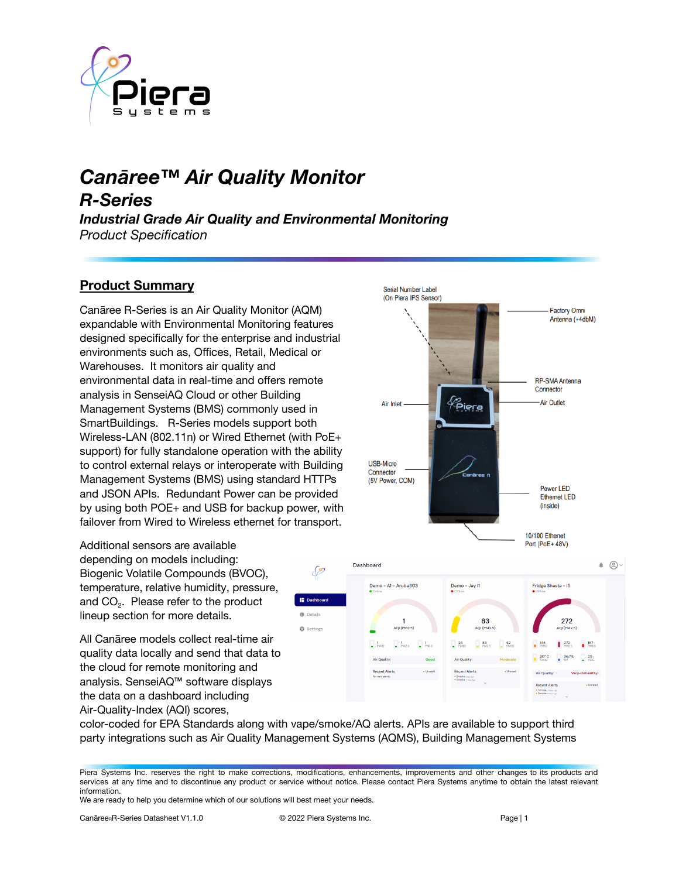# Canāree™ Air Quality Monitor

## R-Series

### *Industrial Grade Air Quality and Environmental Monitoring*

*Product Specification*

## Product Summary

Canāree R-Series is an Air Quality Monitor (AQM) expandable with Environmental Monitoring features designed specifically for the enterprise and industrial environments such as, Offices, Retail, Medical or Warehouses. It monitors air quality and environmental data in real-time and offers remote analysis in SenseiAQ Cloud or other Building Management Systems (BMS) commonly used in SmartBuildings. R-Series models support both Wireless-LAN (802.11n) or Wired Ethernet (with PoE+ support) for fully standalone operation with the ability to control external relays or interoperate with Building Management Systems (BMS) using standard HTTPs and JSON APIs. Redundant Power can be provided by using both POE+ and USB for backup power, with failover from Wired to Wireless ethernet for transport.

Serial Number Label (On Piera IPS Sensor)

Factory Omni Antenna (+4dbM)

RP-SMA Antenna Connector

Air Inlet

Air Outlet

USB-Micro Connector (5V Power, COM)

Power LED Ethernet LED (inside)

10/100 Ethernet Port (PoE+ 48V)

Additional sensors are available depending on models including: Biogenic Volatile Compounds (BVOC), temperature, relative humidity, pressure, and $CO_2$. Please refer to the product lineup section for more details.

All Canāree models collect real-time air quality data locally and send that data to the cloud for remote monitoring and analysis. SenseiAQ™ software displays the data on a dashboard including Air-Quality-Index (AQI) scores, color-coded for EPA Standards along with vape/smoke/AQ alerts. APIs are available to support third party integrations such as Air Quality Management Systems (AQMS), Building Management Systems

Piera Systems Inc. reserves the right to make corrections, modifications, enhancements, improvements and other changes to its products and services at any time and to discontinue any product or service without notice. Please contact Piera Systems anytime to obtain the latest relevant information.
We are ready to help you determine which of our solutions will best meet your needs.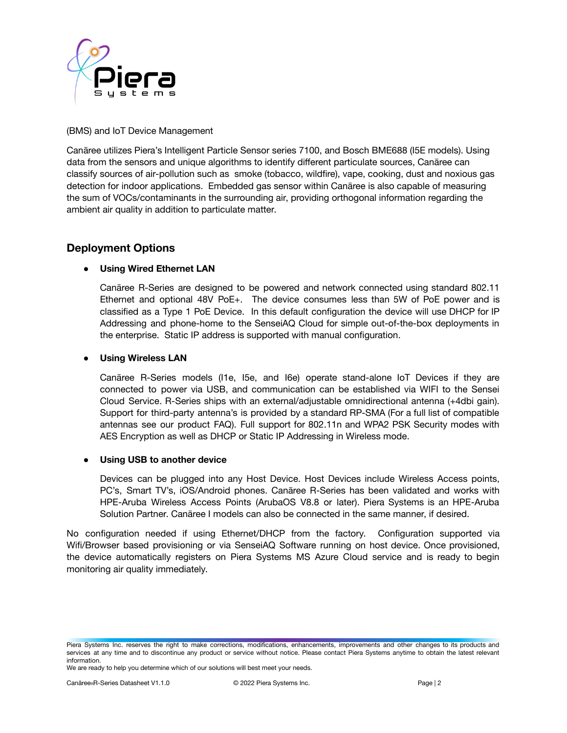(BMS) and IoT Device Management

Canāree utilizes Piera's Intelligent Particle Sensor series 7100, and Bosch BME688 (I5E models). Using data from the sensors and unique algorithms to identify different particulate sources, Canāree can classify sources of air-pollution such as smoke (tobacco, wildfire), vape, cooking, dust and noxious gas detection for indoor applications. Embedded gas sensor within Canāree is also capable of measuring the sum of VOCs/contaminants in the surrounding air, providing orthogonal information regarding the ambient air quality in addition to particulate matter.

## Deployment Options

- **Using Wired Ethernet LAN**

  Canāree R-Series are designed to be powered and network connected using standard 802.11 Ethernet and optional 48V PoE+. The device consumes less than 5W of PoE power and is classified as a Type 1 PoE Device. In this default configuration the device will use DHCP for IP Addressing and phone-home to the SenseiAQ Cloud for simple out-of-the-box deployments in the enterprise. Static IP address is supported with manual configuration.

- **Using Wireless LAN**

  Canāree R-Series models (I1e, I5e, and I6e) operate stand-alone IoT Devices if they are connected to power via USB, and communication can be established via WIFI to the Sensei Cloud Service. R-Series ships with an external/adjustable omnidirectional antenna (+4dbi gain). Support for third-party antenna's is provided by a standard RP-SMA (For a full list of compatible antennas see our product FAQ). Full support for 802.11n and WPA2 PSK Security modes with AES Encryption as well as DHCP or Static IP Addressing in Wireless mode.

- **Using USB to another device**

  Devices can be plugged into any Host Device. Host Devices include Wireless Access points, PC's, Smart TV's, iOS/Android phones. Canāree R-Series has been validated and works with HPE-Aruba Wireless Access Points (ArubaOS V8.8 or later). Piera Systems is an HPE-Aruba Solution Partner. Canāree I models can also be connected in the same manner, if desired.

No configuration needed if using Ethernet/DHCP from the factory. Configuration supported via Wifi/Browser based provisioning or via SenseiAQ Software running on host device. Once provisioned, the device automatically registers on Piera Systems MS Azure Cloud service and is ready to begin monitoring air quality immediately.

Piera Systems Inc. reserves the right to make corrections, modifications, enhancements, improvements and other changes to its products and services at any time and to discontinue any product or service without notice. Please contact Piera Systems anytime to obtain the latest relevant information.
We are ready to help you determine which of our solutions will best meet your needs.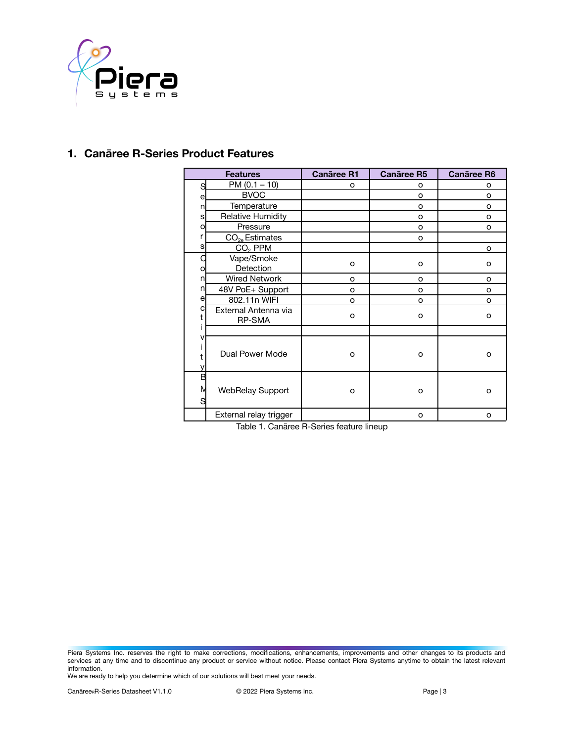## 1. Canāree R-Series Product Features

| | Features | Canāree R1 | Canāree R5 | Canāree R6 |
|---|---|---|---|---|
| Sensors | PM (0.1 – 10) | o | o | o |
| | BVOC | | o | o |
| | Temperature | | o | o |
| | Relative Humidity | | o | o |
| | Pressure | | o | o |
| | $CO_{2e}$ Estimates | | o | |
| | $CO_2$ PPM | | | o |
| Connectivity | Vape/Smoke Detection | o | o | o |
| | Wired Network | o | o | o |
| | 48V PoE+ Support | o | o | o |
| | 802.11n WIFI | o | o | o |
| | External Antenna via RP-SMA | o | o | o |
| | | | | |
| | Dual Power Mode | o | o | o |
| BMS | WebRelay Support | o | o | o |
| | External relay trigger | | o | o |

Table 1. Canāree R-Series feature lineup

Piera Systems Inc. reserves the right to make corrections, modifications, enhancements, improvements and other changes to its products and services at any time and to discontinue any product or service without notice. Please contact Piera Systems anytime to obtain the latest relevant information.
We are ready to help you determine which of our solutions will best meet your needs.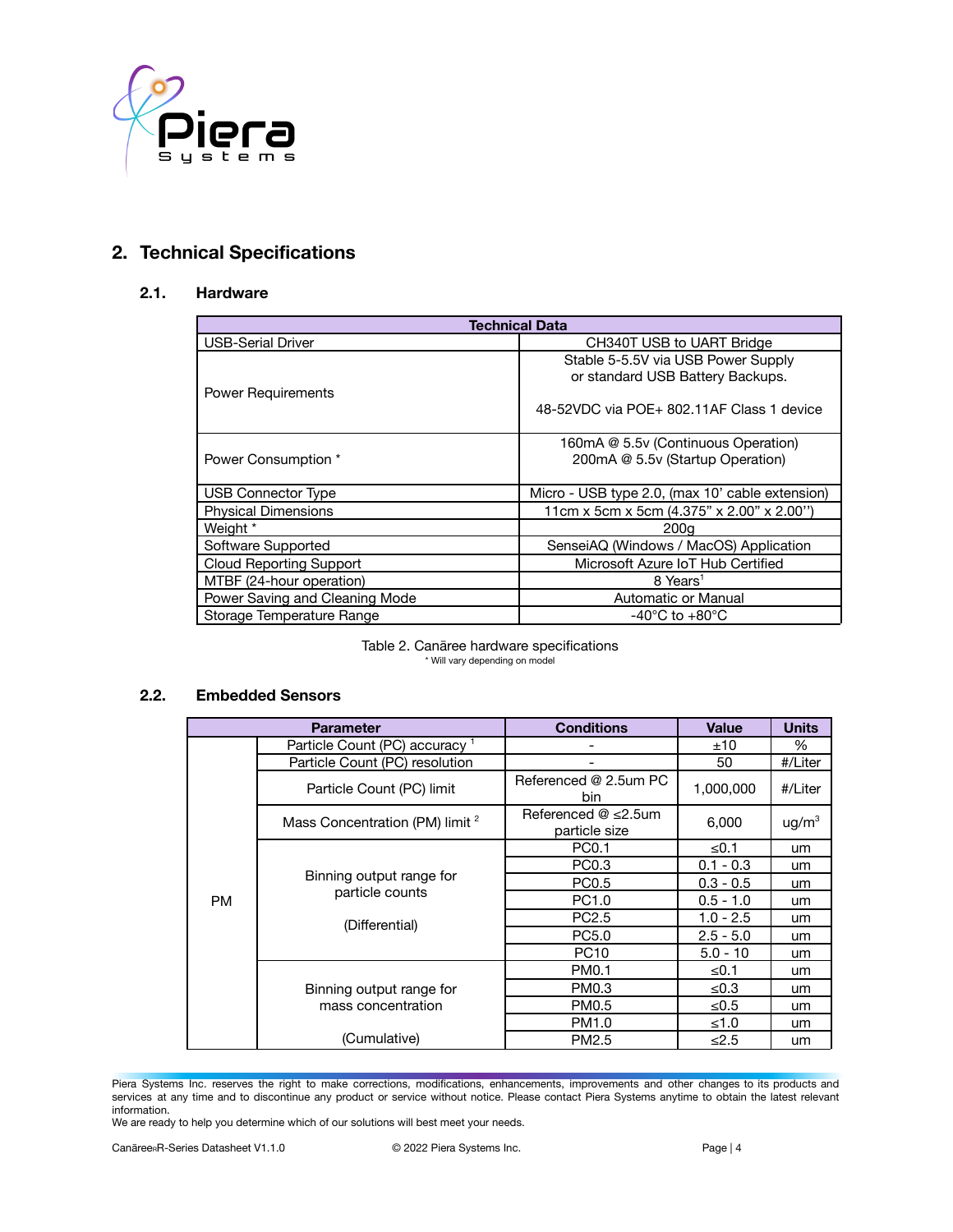## 2. Technical Specifications

### 2.1. Hardware

| Technical Data | |
|---|---|
| USB-Serial Driver | CH340T USB to UART Bridge |
| Power Requirements | Stable 5-5.5V via USB Power Supply or standard USB Battery Backups.<br><br>48-52VDC via POE+ 802.11AF Class 1 device |
| Power Consumption * | 160mA @ 5.5v (Continuous Operation)<br>200mA @ 5.5v (Startup Operation) |
| USB Connector Type | Micro - USB type 2.0, (max 10' cable extension) |
| Physical Dimensions | 11cm x 5cm x 5cm (4.375" x 2.00" x 2.00") |
| Weight * | 200g |
| Software Supported | SenseiAQ (Windows / MacOS) Application |
| Cloud Reporting Support | Microsoft Azure IoT Hub Certified |
| MTBF (24-hour operation) | 8 Years[1] |
| Power Saving and Cleaning Mode | Automatic or Manual |
| Storage Temperature Range | -40°C to +80°C |

Table 2. Canāree hardware specifications

\* Will vary depending on model

### 2.2. Embedded Sensors

| Parameter | | Conditions | Value | Units |
|---|---|---|---|---|
| PM | Particle Count (PC) accuracy [1] | - | ±10 | % |
| | Particle Count (PC) resolution | - | 50 | #/Liter |
| | Particle Count (PC) limit | Referenced @ 2.5um PC bin | 1,000,000 | #/Liter |
| | Mass Concentration (PM) limit [2] | Referenced @ ≤2.5um particle size | 6,000 | ug/m³ |
| | Binning output range for particle counts (Differential) | PC0.1 | ≤0.1 | um |
| | | PC0.3 | 0.1 - 0.3 | um |
| | | PC0.5 | 0.3 - 0.5 | um |
| | | PC1.0 | 0.5 - 1.0 | um |
| | | PC2.5 | 1.0 - 2.5 | um |
| | | PC5.0 | 2.5 - 5.0 | um |
| | | PC10 | 5.0 - 10 | um |
| | Binning output range for mass concentration (Cumulative) | PM0.1 | ≤0.1 | um |
| | | PM0.3 | ≤0.3 | um |
| | | PM0.5 | ≤0.5 | um |
| | | PM1.0 | ≤1.0 | um |
| | | PM2.5 | ≤2.5 | um |

Piera Systems Inc. reserves the right to make corrections, modifications, enhancements, improvements and other changes to its products and services at any time and to discontinue any product or service without notice. Please contact Piera Systems anytime to obtain the latest relevant information.
We are ready to help you determine which of our solutions will best meet your needs.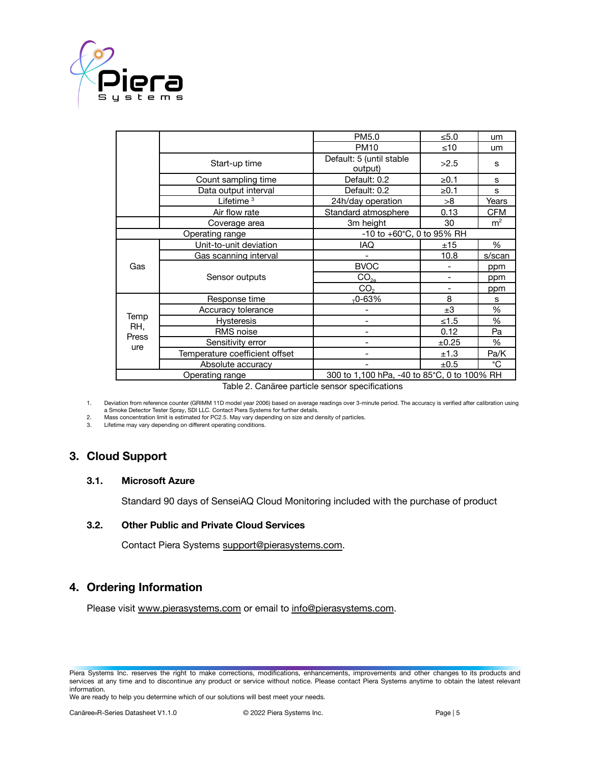| | | | | |
|---|---|---|---|---|
| | | PM5.0 | ≤5.0 | um |
| | | PM10 | ≤10 | um |
| | Start-up time | Default: 5 (until stable output) | >2.5 | s |
| | Count sampling time | Default: 0.2 | ≥0.1 | s |
| | Data output interval | Default: 0.2 | ≥0.1 | s |
| | Lifetime [3] | 24h/day operation | >8 | Years |
| | Air flow rate | Standard atmosphere | 0.13 | CFM |
| | Coverage area | 3m height | 30 | $m^2$ |
| Operating range | | -10 to +60°C, 0 to 95% RH | | |
| Gas | Unit-to-unit deviation | IAQ | ±15 | % |
| | Gas scanning interval | - | 10.8 | s/scan |
| | Sensor outputs | BVOC | - | ppm |
| | | $CO_{2e}$ | - | ppm |
| | | $CO_2$ | - | ppm |
| Temp RH, Pressure | Response time | $_{T}$0-63% | 8 | s |
| | Accuracy tolerance | - | ±3 | % |
| | Hysteresis | - | ≤1.5 | % |
| | RMS noise | - | 0.12 | Pa |
| | Sensitivity error | - | ±0.25 | % |
| | Temperature coefficient offset | - | ±1.3 | Pa/K |
| | Absolute accuracy | - | ±0.5 | °C |
| Operating range | | 300 to 1,100 hPa, -40 to 85°C, 0 to 100% RH | | |

Table 2. Canāree particle sensor specifications

1. Deviation from reference counter (GRIMM 11D model year 2006) based on average readings over 3-minute period. The accuracy is verified after calibration using a Smoke Detector Tester Spray, SDI LLC. Contact Piera Systems for further details.
2. Mass concentration limit is estimated for PC2.5. May vary depending on size and density of particles.
3. Lifetime may vary depending on different operating conditions.

## 3. Cloud Support

### 3.1. Microsoft Azure

Standard 90 days of SenseiAQ Cloud Monitoring included with the purchase of product

### 3.2. Other Public and Private Cloud Services

Contact Piera Systems support@pierasystems.com.

## 4. Ordering Information

Please visit www.pierasystems.com or email to info@pierasystems.com.

Piera Systems Inc. reserves the right to make corrections, modifications, enhancements, improvements and other changes to its products and services at any time and to discontinue any product or service without notice. Please contact Piera Systems anytime to obtain the latest relevant information.
We are ready to help you determine which of our solutions will best meet your needs.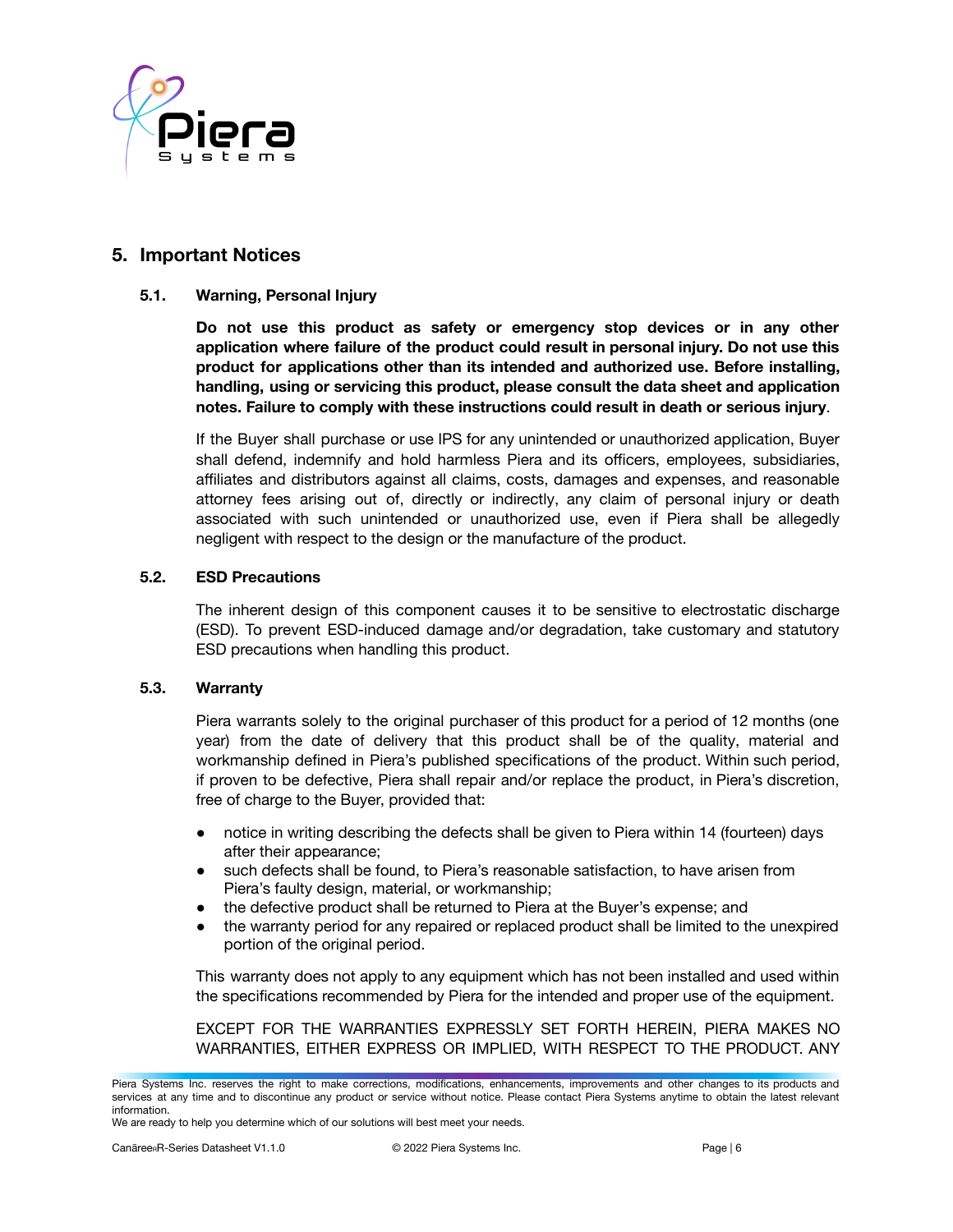## 5. Important Notices

### 5.1. Warning, Personal Injury

**Do not use this product as safety or emergency stop devices or in any other application where failure of the product could result in personal injury. Do not use this product for applications other than its intended and authorized use. Before installing, handling, using or servicing this product, please consult the data sheet and application notes. Failure to comply with these instructions could result in death or serious injury**.

If the Buyer shall purchase or use IPS for any unintended or unauthorized application, Buyer shall defend, indemnify and hold harmless Piera and its officers, employees, subsidiaries, affiliates and distributors against all claims, costs, damages and expenses, and reasonable attorney fees arising out of, directly or indirectly, any claim of personal injury or death associated with such unintended or unauthorized use, even if Piera shall be allegedly negligent with respect to the design or the manufacture of the product.

### 5.2. ESD Precautions

The inherent design of this component causes it to be sensitive to electrostatic discharge (ESD). To prevent ESD-induced damage and/or degradation, take customary and statutory ESD precautions when handling this product.

### 5.3. Warranty

Piera warrants solely to the original purchaser of this product for a period of 12 months (one year) from the date of delivery that this product shall be of the quality, material and workmanship defined in Piera's published specifications of the product. Within such period, if proven to be defective, Piera shall repair and/or replace the product, in Piera's discretion, free of charge to the Buyer, provided that:

- notice in writing describing the defects shall be given to Piera within 14 (fourteen) days after their appearance;
- such defects shall be found, to Piera's reasonable satisfaction, to have arisen from Piera's faulty design, material, or workmanship;
- the defective product shall be returned to Piera at the Buyer's expense; and
- the warranty period for any repaired or replaced product shall be limited to the unexpired portion of the original period.

This warranty does not apply to any equipment which has not been installed and used within the specifications recommended by Piera for the intended and proper use of the equipment.

EXCEPT FOR THE WARRANTIES EXPRESSLY SET FORTH HEREIN, PIERA MAKES NO WARRANTIES, EITHER EXPRESS OR IMPLIED, WITH RESPECT TO THE PRODUCT. ANY

Piera Systems Inc. reserves the right to make corrections, modifications, enhancements, improvements and other changes to its products and services at any time and to discontinue any product or service without notice. Please contact Piera Systems anytime to obtain the latest relevant information.
We are ready to help you determine which of our solutions will best meet your needs.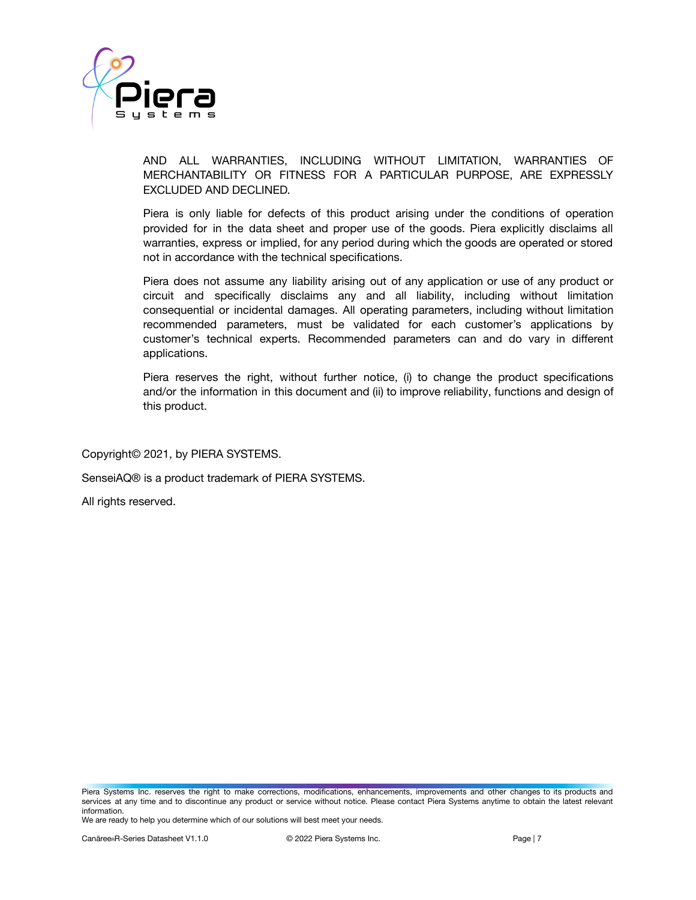AND ALL WARRANTIES, INCLUDING WITHOUT LIMITATION, WARRANTIES OF MERCHANTABILITY OR FITNESS FOR A PARTICULAR PURPOSE, ARE EXPRESSLY EXCLUDED AND DECLINED.

Piera is only liable for defects of this product arising under the conditions of operation provided for in the data sheet and proper use of the goods. Piera explicitly disclaims all warranties, express or implied, for any period during which the goods are operated or stored not in accordance with the technical specifications.

Piera does not assume any liability arising out of any application or use of any product or circuit and specifically disclaims any and all liability, including without limitation consequential or incidental damages. All operating parameters, including without limitation recommended parameters, must be validated for each customer's applications by customer's technical experts. Recommended parameters can and do vary in different applications.

Piera reserves the right, without further notice, (i) to change the product specifications and/or the information in this document and (ii) to improve reliability, functions and design of this product.

Copyright© 2021, by PIERA SYSTEMS.

SenseiAQ® is a product trademark of PIERA SYSTEMS.

All rights reserved.